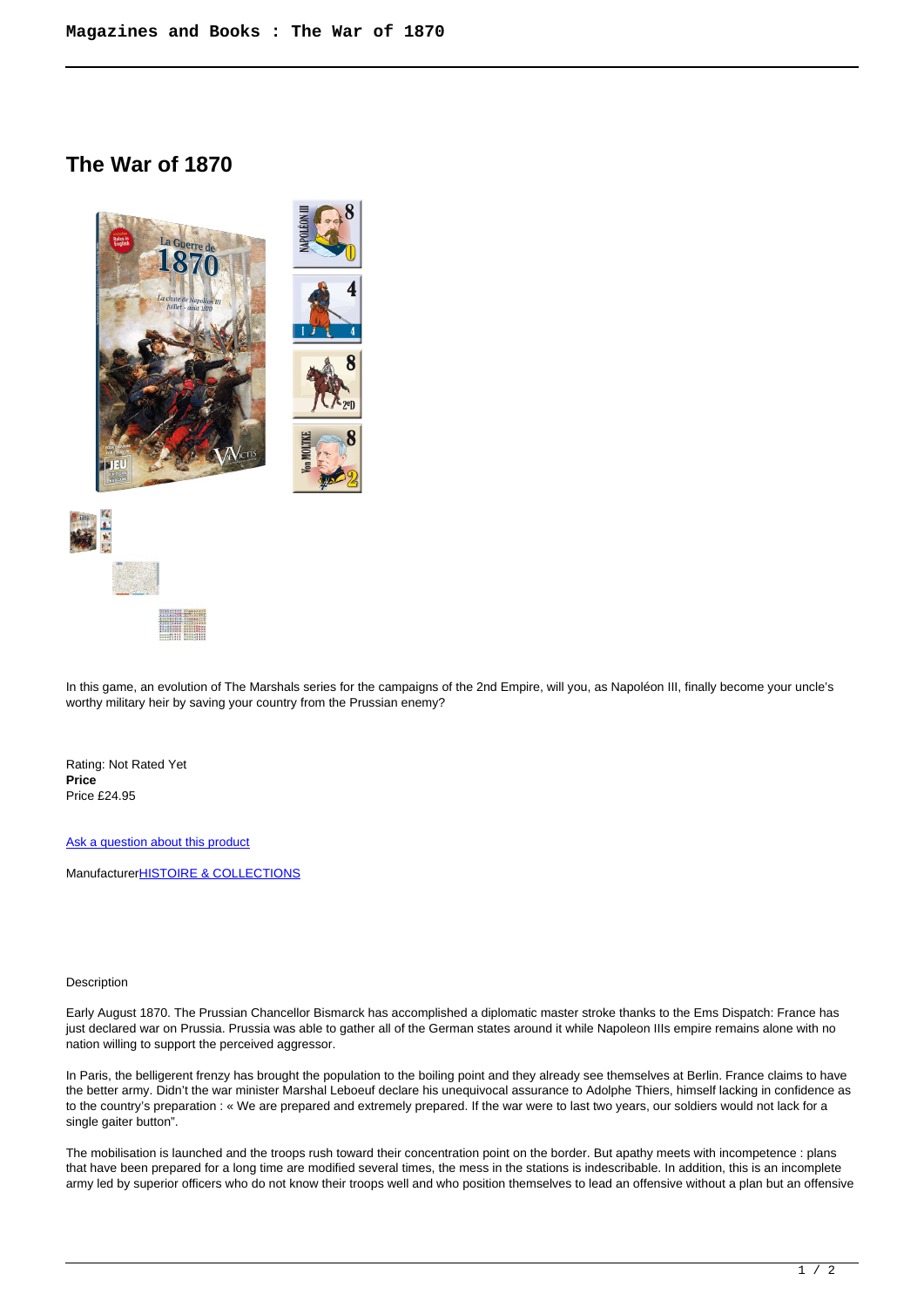# The War of 1870

In this game, an evolution of The Marshals series for the campaigns of the 2nd Empire, will you, as Napoléon III, finally become your uncle's worthy military heir by saving your country from the Prussian enemy?

Rating: Not Rated Yet
**Price**
Price £24.95

[Ask a question about this product]

Manufacturer[HISTOIRE & COLLECTIONS]

Description

Early August 1870. The Prussian Chancellor Bismarck has accomplished a diplomatic master stroke thanks to the Ems Dispatch: France has just declared war on Prussia. Prussia was able to gather all of the German states around it while Napoleon IIIs empire remains alone with no nation willing to support the perceived aggressor.

In Paris, the belligerent frenzy has brought the population to the boiling point and they already see themselves at Berlin. France claims to have the better army. Didn't the war minister Marshal Leboeuf declare his unequivocal assurance to Adolphe Thiers, himself lacking in confidence as to the country's preparation : « We are prepared and extremely prepared. If the war were to last two years, our soldiers would not lack for a single gaiter button".

The mobilisation is launched and the troops rush toward their concentration point on the border. But apathy meets with incompetence : plans that have been prepared for a long time are modified several times, the mess in the stations is indescribable. In addition, this is an incomplete army led by superior officers who do not know their troops well and who position themselves to lead an offensive without a plan but an offensive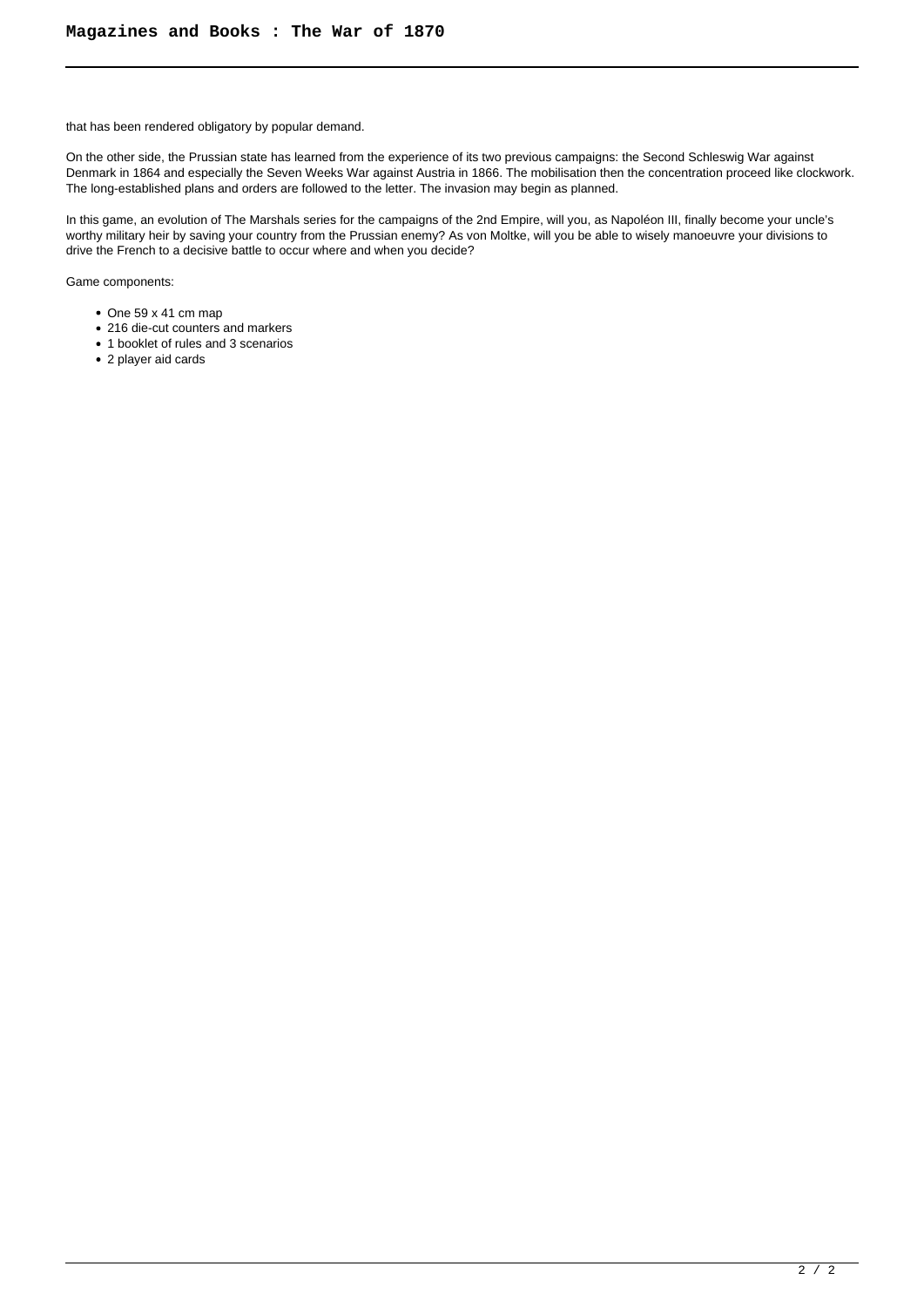that has been rendered obligatory by popular demand.

On the other side, the Prussian state has learned from the experience of its two previous campaigns: the Second Schleswig War against Denmark in 1864 and especially the Seven Weeks War against Austria in 1866. The mobilisation then the concentration proceed like clockwork. The long-established plans and orders are followed to the letter. The invasion may begin as planned.

In this game, an evolution of The Marshals series for the campaigns of the 2nd Empire, will you, as Napoléon III, finally become your uncle's worthy military heir by saving your country from the Prussian enemy? As von Moltke, will you be able to wisely manoeuvre your divisions to drive the French to a decisive battle to occur where and when you decide?

Game components:

- One 59 x 41 cm map
- 216 die-cut counters and markers
- 1 booklet of rules and 3 scenarios
- 2 player aid cards